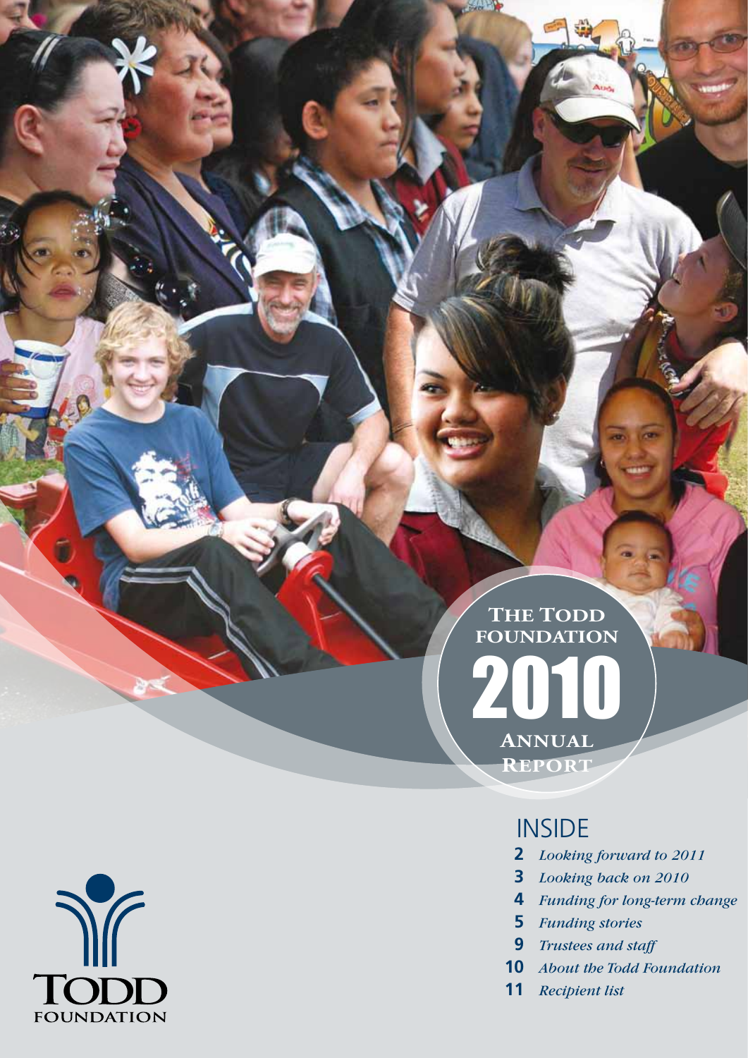# The Todd Foundation 2010 Annual Report

## INSIDE

- **2** *Looking forward to 2011*
- **3** *Looking back on 2010*
- **4** *Funding for long-term change*
- **5** *Funding stories*
- **9** *Trustees and staff*
- **10** *About the Todd Foundation*
- **11** *Recipient list*

TODD FOUNDATION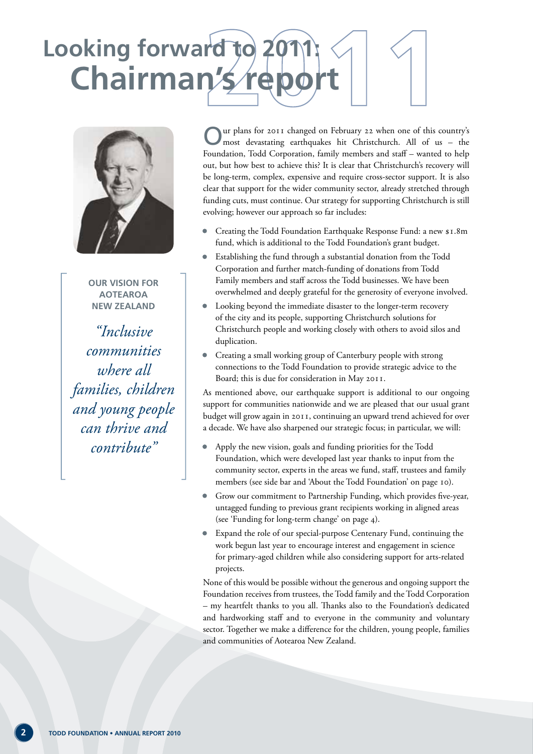# Looking forward to 2011: Chairman's report

**OUR VISION FOR AOTEAROA NEW ZEALAND**

*"Inclusive communities where all families, children and young people can thrive and contribute"*

Our plans for 2011 changed on February 22 when one of this country's most devastating earthquakes hit Christchurch. All of us – the Foundation, Todd Corporation, family members and staff – wanted to help out, but how best to achieve this? It is clear that Christchurch's recovery will be long-term, complex, expensive and require cross-sector support. It is also clear that support for the wider community sector, already stretched through funding cuts, must continue. Our strategy for supporting Christchurch is still evolving; however our approach so far includes:

- Creating the Todd Foundation Earthquake Response Fund: a new $1.8m fund, which is additional to the Todd Foundation's grant budget.
- Establishing the fund through a substantial donation from the Todd Corporation and further match-funding of donations from Todd Family members and staff across the Todd businesses. We have been overwhelmed and deeply grateful for the generosity of everyone involved.
- Looking beyond the immediate disaster to the longer-term recovery of the city and its people, supporting Christchurch solutions for Christchurch people and working closely with others to avoid silos and duplication.
- Creating a small working group of Canterbury people with strong connections to the Todd Foundation to provide strategic advice to the Board; this is due for consideration in May 2011.

As mentioned above, our earthquake support is additional to our ongoing support for communities nationwide and we are pleased that our usual grant budget will grow again in 2011, continuing an upward trend achieved for over a decade. We have also sharpened our strategic focus; in particular, we will:

- Apply the new vision, goals and funding priorities for the Todd Foundation, which were developed last year thanks to input from the community sector, experts in the areas we fund, staff, trustees and family members (see side bar and 'About the Todd Foundation' on page 10).
- Grow our commitment to Partnership Funding, which provides five-year, untagged funding to previous grant recipients working in aligned areas (see 'Funding for long-term change' on page 4).
- Expand the role of our special-purpose Centenary Fund, continuing the work begun last year to encourage interest and engagement in science for primary-aged children while also considering support for arts-related projects.

None of this would be possible without the generous and ongoing support the Foundation receives from trustees, the Todd family and the Todd Corporation – my heartfelt thanks to you all. Thanks also to the Foundation's dedicated and hardworking staff and to everyone in the community and voluntary sector. Together we make a difference for the children, young people, families and communities of Aotearoa New Zealand.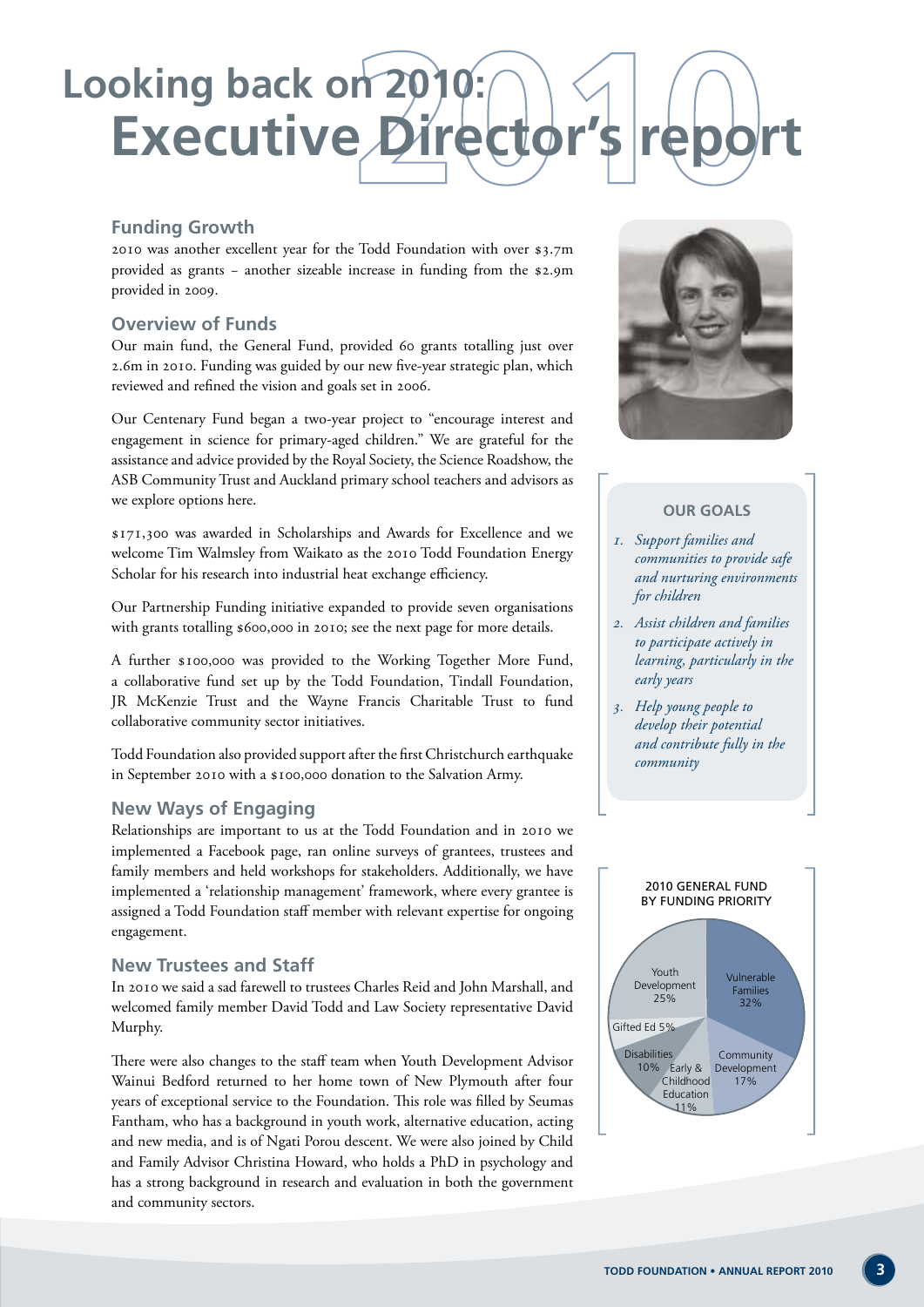# Looking back on 2010: Executive Director's report

## Funding Growth

2010 was another excellent year for the Todd Foundation with over $3.7m provided as grants – another sizeable increase in funding from the $2.9m provided in 2009.

## Overview of Funds

Our main fund, the General Fund, provided 60 grants totalling just over 2.6m in 2010. Funding was guided by our new five-year strategic plan, which reviewed and refined the vision and goals set in 2006.

Our Centenary Fund began a two-year project to "encourage interest and engagement in science for primary-aged children." We are grateful for the assistance and advice provided by the Royal Society, the Science Roadshow, the ASB Community Trust and Auckland primary school teachers and advisors as we explore options here.

$171,300 was awarded in Scholarships and Awards for Excellence and we welcome Tim Walmsley from Waikato as the 2010 Todd Foundation Energy Scholar for his research into industrial heat exchange efficiency.

Our Partnership Funding initiative expanded to provide seven organisations with grants totalling $600,000 in 2010; see the next page for more details.

A further $100,000 was provided to the Working Together More Fund, a collaborative fund set up by the Todd Foundation, Tindall Foundation, JR McKenzie Trust and the Wayne Francis Charitable Trust to fund collaborative community sector initiatives.

Todd Foundation also provided support after the first Christchurch earthquake in September 2010 with a $100,000 donation to the Salvation Army.

## New Ways of Engaging

Relationships are important to us at the Todd Foundation and in 2010 we implemented a Facebook page, ran online surveys of grantees, trustees and family members and held workshops for stakeholders. Additionally, we have implemented a 'relationship management' framework, where every grantee is assigned a Todd Foundation staff member with relevant expertise for ongoing engagement.

## New Trustees and Staff

In 2010 we said a sad farewell to trustees Charles Reid and John Marshall, and welcomed family member David Todd and Law Society representative David Murphy.

There were also changes to the staff team when Youth Development Advisor Wainui Bedford returned to her home town of New Plymouth after four years of exceptional service to the Foundation. This role was filled by Seumas Fantham, who has a background in youth work, alternative education, acting and new media, and is of Ngati Porou descent. We were also joined by Child and Family Advisor Christina Howard, who holds a PhD in psychology and has a strong background in research and evaluation in both the government and community sectors.

### OUR GOALS

1. *Support families and communities to provide safe and nurturing environments for children*
2. *Assist children and families to participate actively in learning, particularly in the early years*
3. *Help young people to develop their potential and contribute fully in the community*

### 2010 GENERAL FUND BY FUNDING PRIORITY

| Funding Priority | Share |
|---|---|
| Vulnerable Families | 32% |
| Youth Development | 25% |
| Community Development | 17% |
| Early & Childhood Education | 11% |
| Disabilities | 10% |
| Gifted Ed | 5% |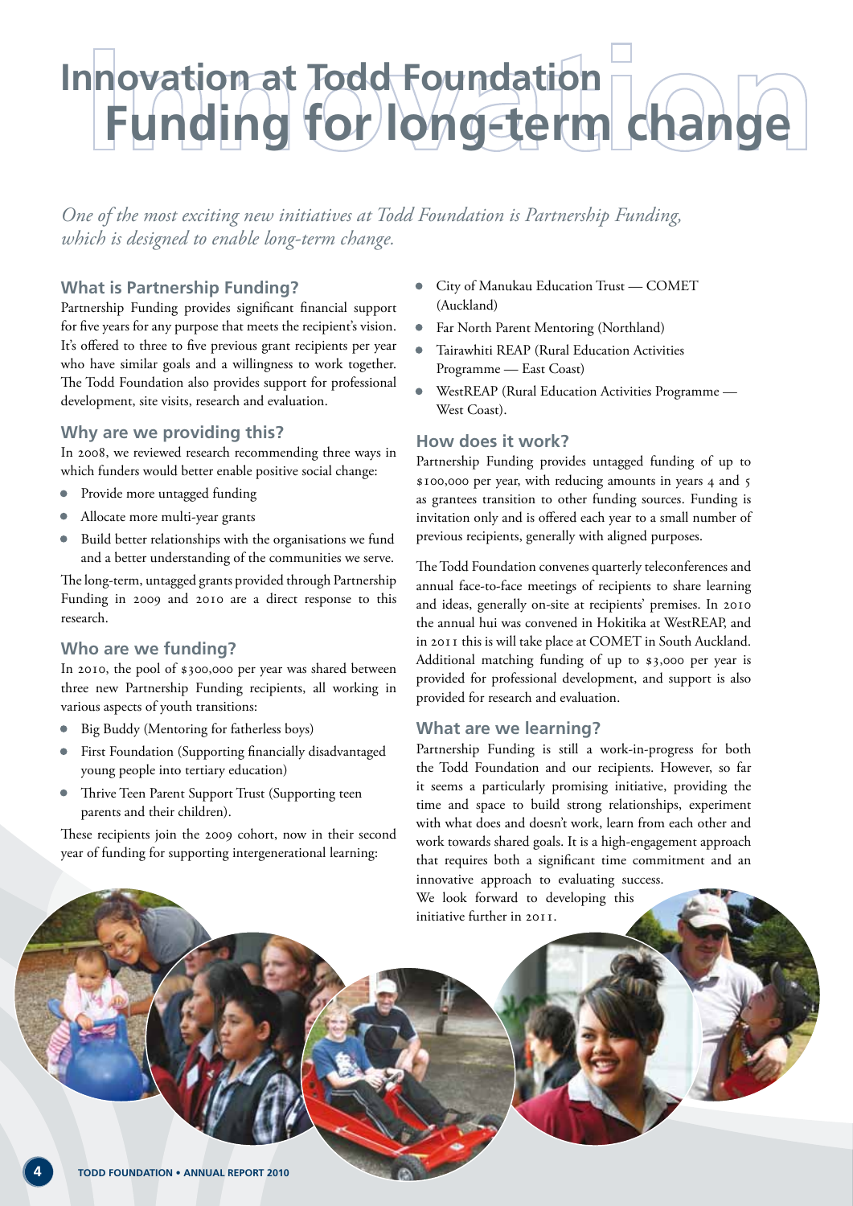# Innovation at Todd Foundation
# Funding for long-term change

*One of the most exciting new initiatives at Todd Foundation is Partnership Funding, which is designed to enable long-term change.*

## What is Partnership Funding?

Partnership Funding provides significant financial support for five years for any purpose that meets the recipient's vision. It's offered to three to five previous grant recipients per year who have similar goals and a willingness to work together. The Todd Foundation also provides support for professional development, site visits, research and evaluation.

## Why are we providing this?

In 2008, we reviewed research recommending three ways in which funders would better enable positive social change:

- Provide more untagged funding
- Allocate more multi-year grants
- Build better relationships with the organisations we fund and a better understanding of the communities we serve.

The long-term, untagged grants provided through Partnership Funding in 2009 and 2010 are a direct response to this research.

## Who are we funding?

In 2010, the pool of $300,000 per year was shared between three new Partnership Funding recipients, all working in various aspects of youth transitions:

- Big Buddy (Mentoring for fatherless boys)
- First Foundation (Supporting financially disadvantaged young people into tertiary education)
- Thrive Teen Parent Support Trust (Supporting teen parents and their children).

These recipients join the 2009 cohort, now in their second year of funding for supporting intergenerational learning:

- City of Manukau Education Trust — COMET (Auckland)
- Far North Parent Mentoring (Northland)
- Tairawhiti REAP (Rural Education Activities Programme — East Coast)
- WestREAP (Rural Education Activities Programme — West Coast).

## How does it work?

Partnership Funding provides untagged funding of up to $100,000 per year, with reducing amounts in years 4 and 5 as grantees transition to other funding sources. Funding is invitation only and is offered each year to a small number of previous recipients, generally with aligned purposes.

The Todd Foundation convenes quarterly teleconferences and annual face-to-face meetings of recipients to share learning and ideas, generally on-site at recipients' premises. In 2010 the annual hui was convened in Hokitika at WestREAP, and in 2011 this is will take place at COMET in South Auckland. Additional matching funding of up to $3,000 per year is provided for professional development, and support is also provided for research and evaluation.

## What are we learning?

Partnership Funding is still a work-in-progress for both the Todd Foundation and our recipients. However, so far it seems a particularly promising initiative, providing the time and space to build strong relationships, experiment with what does and doesn't work, learn from each other and work towards shared goals. It is a high-engagement approach that requires both a significant time commitment and an innovative approach to evaluating success. We look forward to developing this initiative further in 2011.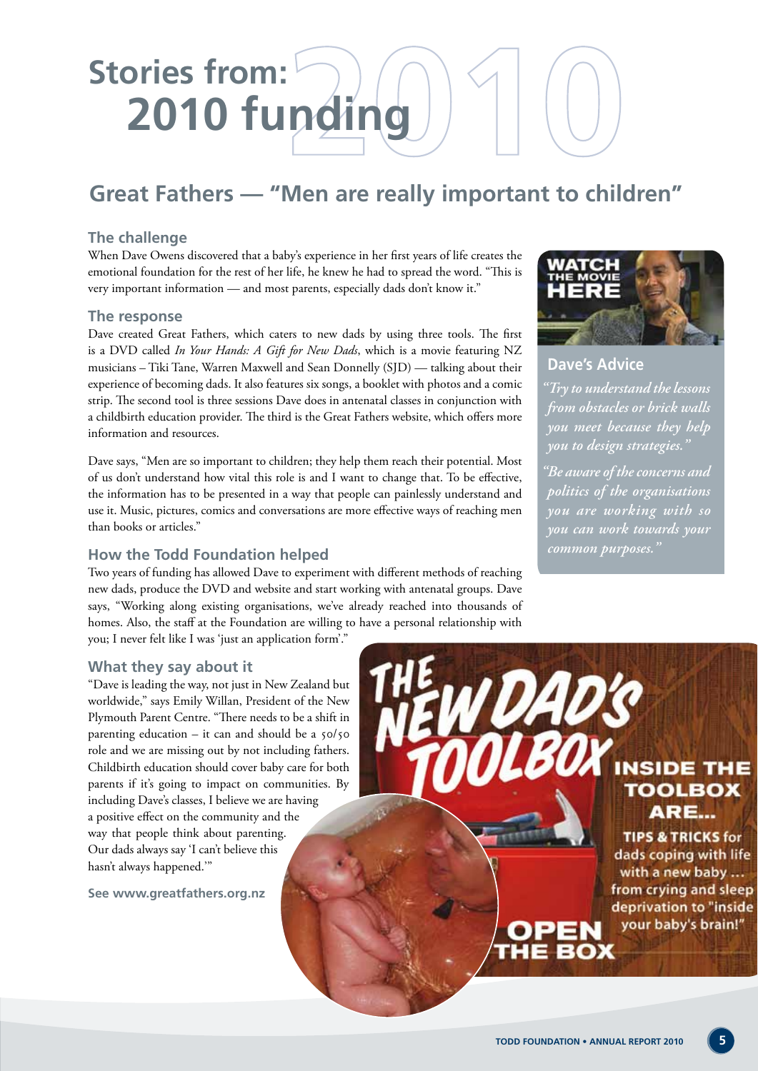# Stories from: 2010 funding

## Great Fathers — "Men are really important to children"

### The challenge

When Dave Owens discovered that a baby's experience in her first years of life creates the emotional foundation for the rest of her life, he knew he had to spread the word. "This is very important information — and most parents, especially dads don't know it."

### The response

Dave created Great Fathers, which caters to new dads by using three tools. The first is a DVD called *In Your Hands: A Gift for New Dads*, which is a movie featuring NZ musicians – Tiki Tane, Warren Maxwell and Sean Donnelly (SJD) — talking about their experience of becoming dads. It also features six songs, a booklet with photos and a comic strip. The second tool is three sessions Dave does in antenatal classes in conjunction with a childbirth education provider. The third is the Great Fathers website, which offers more information and resources.

Dave says, "Men are so important to children; they help them reach their potential. Most of us don't understand how vital this role is and I want to change that. To be effective, the information has to be presented in a way that people can painlessly understand and use it. Music, pictures, comics and conversations are more effective ways of reaching men than books or articles."

### How the Todd Foundation helped

Two years of funding has allowed Dave to experiment with different methods of reaching new dads, produce the DVD and website and start working with antenatal groups. Dave says, "Working along existing organisations, we've already reached into thousands of homes. Also, the staff at the Foundation are willing to have a personal relationship with you; I never felt like I was 'just an application form'."

### What they say about it

"Dave is leading the way, not just in New Zealand but worldwide," says Emily Willan, President of the New Plymouth Parent Centre. "There needs to be a shift in parenting education – it can and should be a 50/50 role and we are missing out by not including fathers. Childbirth education should cover baby care for both parents if it's going to impact on communities. By including Dave's classes, I believe we are having a positive effect on the community and the way that people think about parenting. Our dads always say 'I can't believe this hasn't always happened.'"

**See www.greatfathers.org.nz**

WATCH THE MOVIE HERE

### Dave's Advice

*"Try to understand the lessons from obstacles or brick walls you meet because they help you to design strategies."*

*"Be aware of the concerns and politics of the organisations you are working with so you can work towards your common purposes."*

THE NEW DAD'S TOOLBOX

INSIDE THE TOOLBOX ARE... TIPS & TRICKS for dads coping with life with a new baby ... from crying and sleep deprivation to "inside your baby's brain!"

OPEN THE BOX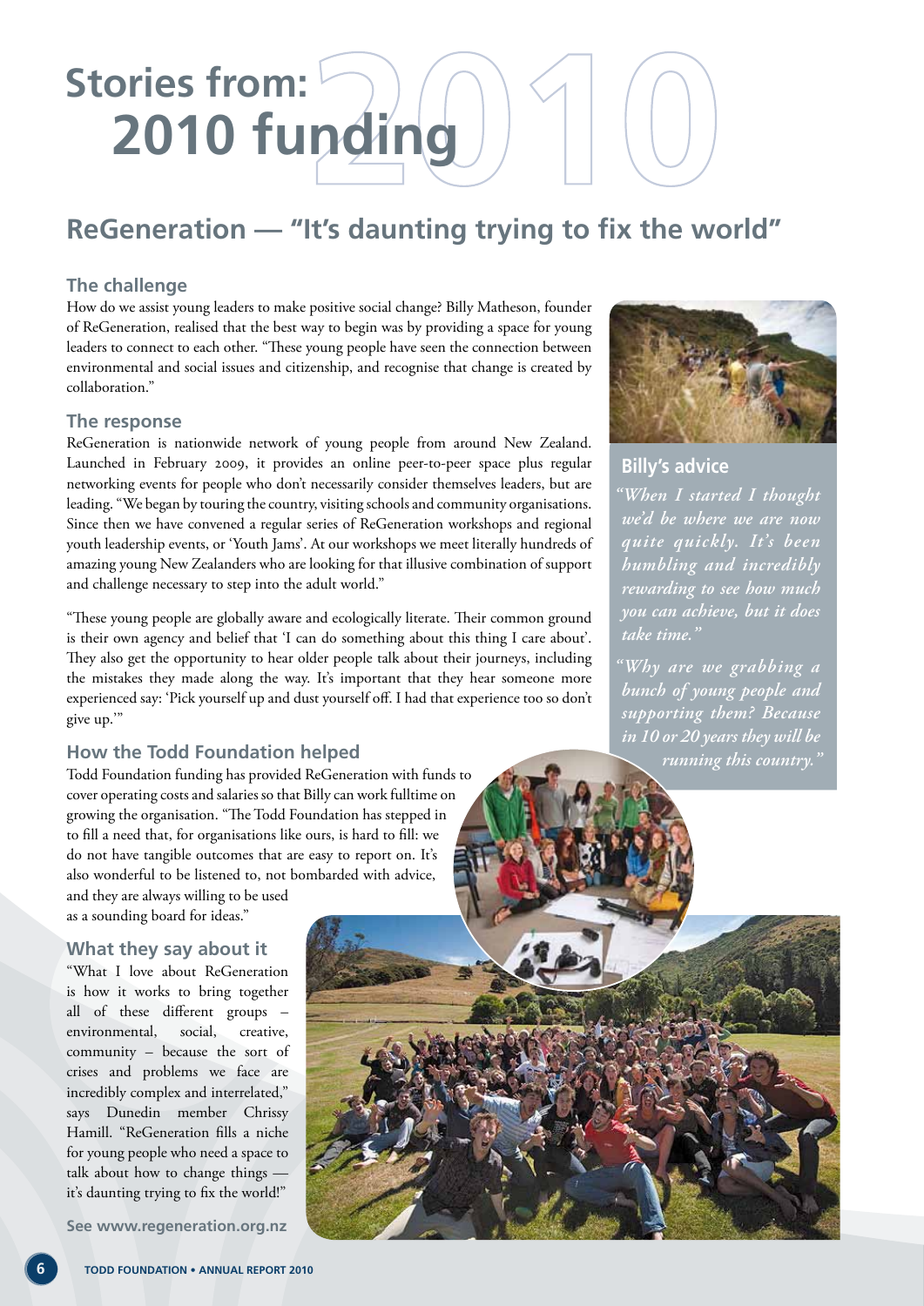# Stories from: 2010 funding

## ReGeneration — "It's daunting trying to fix the world"

### The challenge

How do we assist young leaders to make positive social change? Billy Matheson, founder of ReGeneration, realised that the best way to begin was by providing a space for young leaders to connect to each other. "These young people have seen the connection between environmental and social issues and citizenship, and recognise that change is created by collaboration."

### The response

ReGeneration is nationwide network of young people from around New Zealand. Launched in February 2009, it provides an online peer-to-peer space plus regular networking events for people who don't necessarily consider themselves leaders, but are leading. "We began by touring the country, visiting schools and community organisations. Since then we have convened a regular series of ReGeneration workshops and regional youth leadership events, or 'Youth Jams'. At our workshops we meet literally hundreds of amazing young New Zealanders who are looking for that illusive combination of support and challenge necessary to step into the adult world."

"These young people are globally aware and ecologically literate. Their common ground is their own agency and belief that 'I can do something about this thing I care about'. They also get the opportunity to hear older people talk about their journeys, including the mistakes they made along the way. It's important that they hear someone more experienced say: 'Pick yourself up and dust yourself off. I had that experience too so don't give up.'"

### How the Todd Foundation helped

Todd Foundation funding has provided ReGeneration with funds to cover operating costs and salaries so that Billy can work fulltime on growing the organisation. "The Todd Foundation has stepped in to fill a need that, for organisations like ours, is hard to fill: we do not have tangible outcomes that are easy to report on. It's also wonderful to be listened to, not bombarded with advice, and they are always willing to be used as a sounding board for ideas."

### What they say about it

"What I love about ReGeneration is how it works to bring together all of these different groups – environmental, social, creative, community – because the sort of crises and problems we face are incredibly complex and interrelated," says Dunedin member Chrissy Hamill. "ReGeneration fills a niche for young people who need a space to talk about how to change things — it's daunting trying to fix the world!"

**See www.regeneration.org.nz**

### Billy's advice

*"When I started I thought we'd be where we are now quite quickly. It's been humbling and incredibly rewarding to see how much you can achieve, but it does take time."*

*"Why are we grabbing a bunch of young people and supporting them? Because in 10 or 20 years they will be running this country."*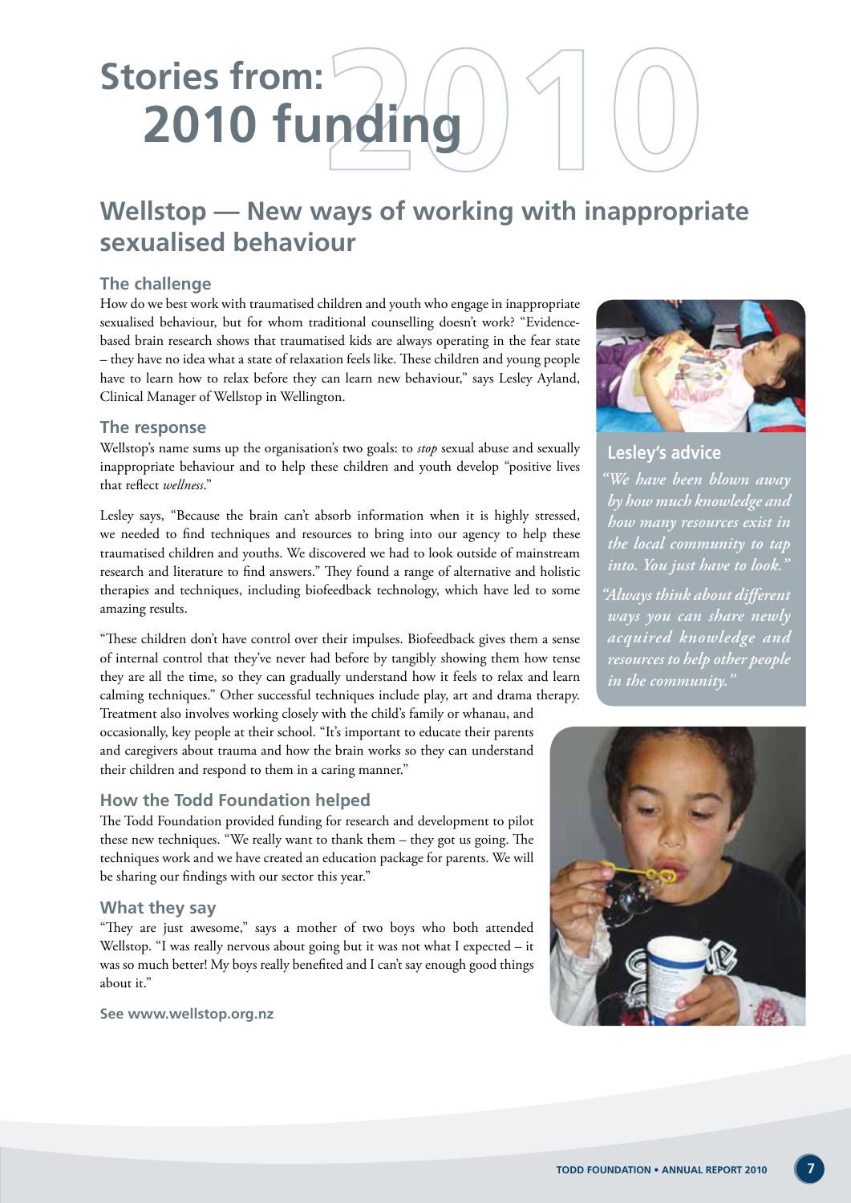# Stories from: 2010 funding

## Wellstop — New ways of working with inappropriate sexualised behaviour

### The challenge

How do we best work with traumatised children and youth who engage in inappropriate sexualised behaviour, but for whom traditional counselling doesn't work? "Evidence-based brain research shows that traumatised kids are always operating in the fear state – they have no idea what a state of relaxation feels like. These children and young people have to learn how to relax before they can learn new behaviour," says Lesley Ayland, Clinical Manager of Wellstop in Wellington.

### The response

Wellstop's name sums up the organisation's two goals: to *stop* sexual abuse and sexually inappropriate behaviour and to help these children and youth develop "positive lives that reflect *wellness*."

Lesley says, "Because the brain can't absorb information when it is highly stressed, we needed to find techniques and resources to bring into our agency to help these traumatised children and youths. We discovered we had to look outside of mainstream research and literature to find answers." They found a range of alternative and holistic therapies and techniques, including biofeedback technology, which have led to some amazing results.

"These children don't have control over their impulses. Biofeedback gives them a sense of internal control that they've never had before by tangibly showing them how tense they are all the time, so they can gradually understand how it feels to relax and learn calming techniques." Other successful techniques include play, art and drama therapy. Treatment also involves working closely with the child's family or whanau, and occasionally, key people at their school. "It's important to educate their parents and caregivers about trauma and how the brain works so they can understand their children and respond to them in a caring manner."

### How the Todd Foundation helped

The Todd Foundation provided funding for research and development to pilot these new techniques. "We really want to thank them – they got us going. The techniques work and we have created an education package for parents. We will be sharing our findings with our sector this year."

### What they say

"They are just awesome," says a mother of two boys who both attended Wellstop. "I was really nervous about going but it was not what I expected – it was so much better! My boys really benefited and I can't say enough good things about it."

**See www.wellstop.org.nz**

### Lesley's advice

*"We have been blown away by how much knowledge and how many resources exist in the local community to tap into. You just have to look."*

*"Always think about different ways you can share newly acquired knowledge and resources to help other people in the community."*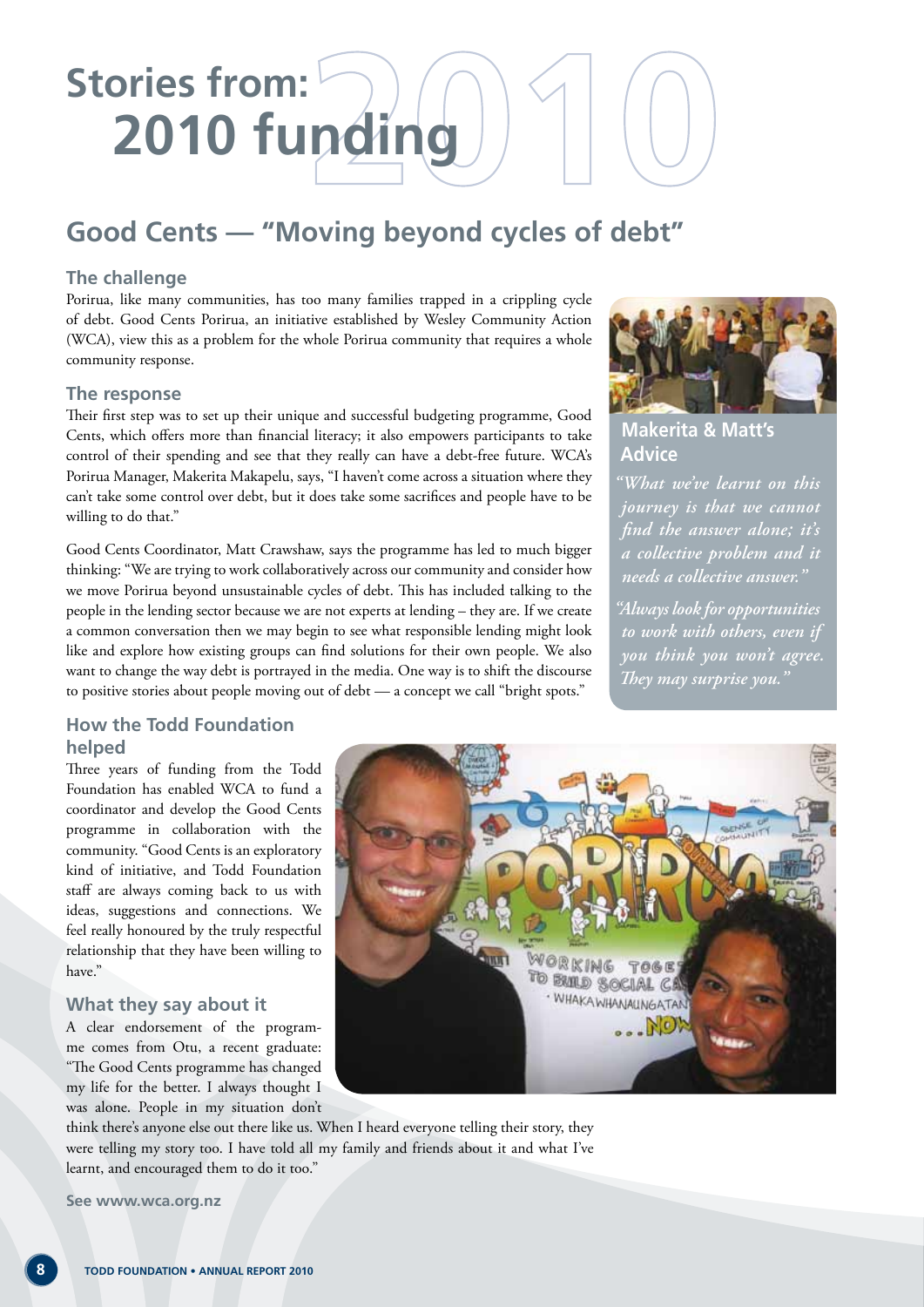# Stories from: 2010 funding

## Good Cents — "Moving beyond cycles of debt"

### The challenge

Porirua, like many communities, has too many families trapped in a crippling cycle of debt. Good Cents Porirua, an initiative established by Wesley Community Action (WCA), view this as a problem for the whole Porirua community that requires a whole community response.

### The response

Their first step was to set up their unique and successful budgeting programme, Good Cents, which offers more than financial literacy; it also empowers participants to take control of their spending and see that they really can have a debt-free future. WCA's Porirua Manager, Makerita Makapelu, says, "I haven't come across a situation where they can't take some control over debt, but it does take some sacrifices and people have to be willing to do that."

Good Cents Coordinator, Matt Crawshaw, says the programme has led to much bigger thinking: "We are trying to work collaboratively across our community and consider how we move Porirua beyond unsustainable cycles of debt. This has included talking to the people in the lending sector because we are not experts at lending – they are. If we create a common conversation then we may begin to see what responsible lending might look like and explore how existing groups can find solutions for their own people. We also want to change the way debt is portrayed in the media. One way is to shift the discourse to positive stories about people moving out of debt — a concept we call "bright spots."

### Makerita & Matt's Advice

*"What we've learnt on this journey is that we cannot find the answer alone; it's a collective problem and it needs a collective answer."*

*"Always look for opportunities to work with others, even if you think you won't agree. They may surprise you."*

### How the Todd Foundation helped

Three years of funding from the Todd Foundation has enabled WCA to fund a coordinator and develop the Good Cents programme in collaboration with the community. "Good Cents is an exploratory kind of initiative, and Todd Foundation staff are always coming back to us with ideas, suggestions and connections. We feel really honoured by the truly respectful relationship that they have been willing to have."

### What they say about it

A clear endorsement of the programme comes from Otu, a recent graduate: "The Good Cents programme has changed my life for the better. I always thought I was alone. People in my situation don't think there's anyone else out there like us. When I heard everyone telling their story, they were telling my story too. I have told all my family and friends about it and what I've learnt, and encouraged them to do it too."

**See www.wca.org.nz**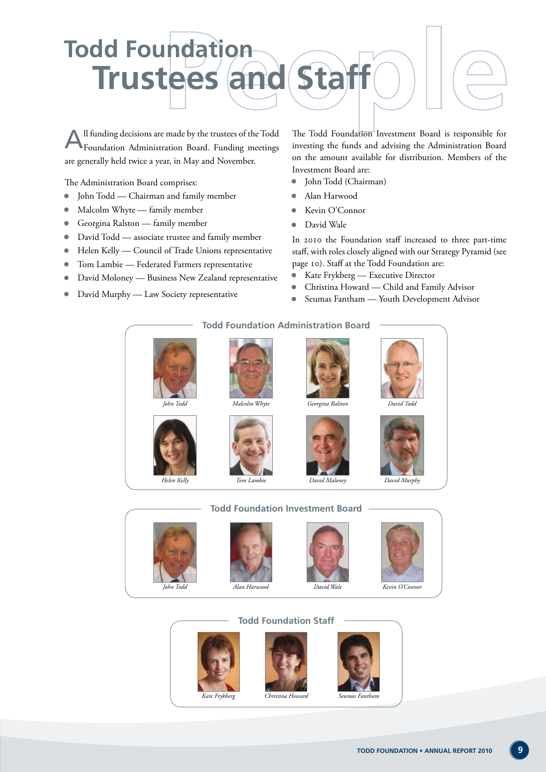# Todd Foundation Trustees and Staff

All funding decisions are made by the trustees of the Todd Foundation Administration Board. Funding meetings are generally held twice a year, in May and November.

The Administration Board comprises:

- John Todd — Chairman and family member
- Malcolm Whyte — family member
- Georgina Ralston — family member
- David Todd — associate trustee and family member
- Helen Kelly — Council of Trade Unions representative
- Tom Lambie — Federated Farmers representative
- David Moloney — Business New Zealand representative
- David Murphy — Law Society representative

The Todd Foundation Investment Board is responsible for investing the funds and advising the Administration Board on the amount available for distribution. Members of the Investment Board are:

- John Todd (Chairman)
- Alan Harwood
- Kevin O'Connor
- David Wale

In 2010 the Foundation staff increased to three part-time staff, with roles closely aligned with our Strategy Pyramid (see page 10). Staff at the Todd Foundation are:

- Kate Frykberg — Executive Director
- Christina Howard — Child and Family Advisor
- Seumas Fantham — Youth Development Advisor

### Todd Foundation Administration Board

*John Todd* · *Malcolm Whyte* · *Georgina Ralston* · *David Todd*

*Helen Kelly* · *Tom Lambie* · *David Maloney* · *David Murphy*

### Todd Foundation Investment Board

*John Todd* · *Alan Harwood* · *David Wale* · *Kevin O'Connor*

### Todd Foundation Staff

*Kate Frykberg* · *Christina Howard* · *Seumas Fantham*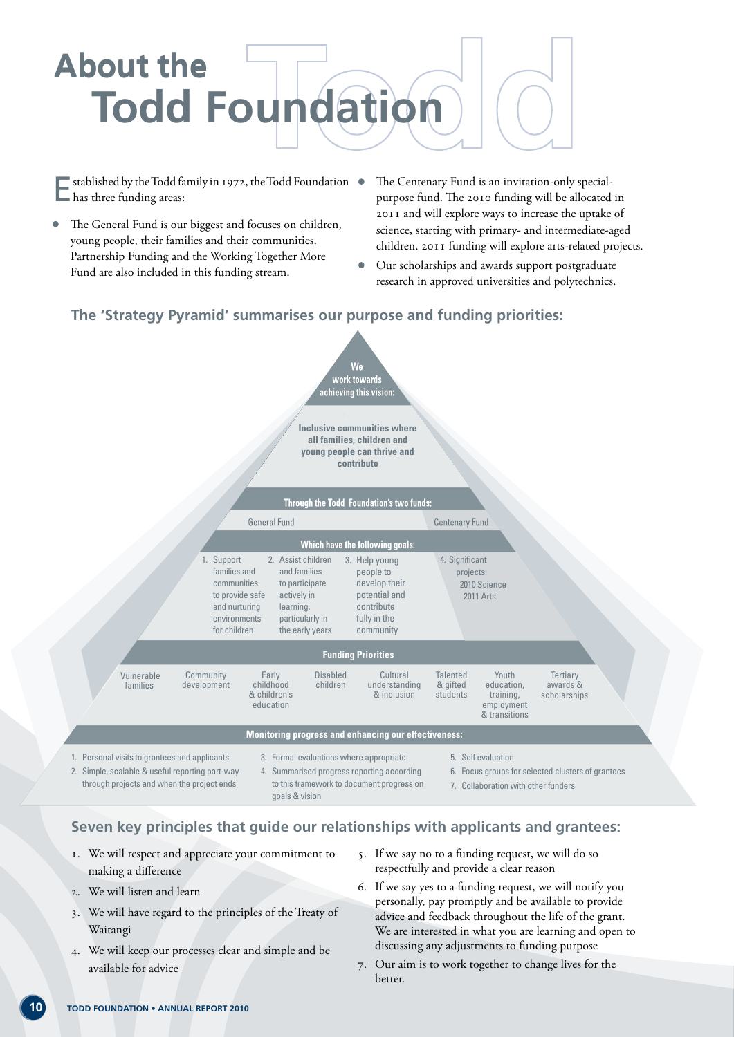# About the Todd Foundation

Established by the Todd family in 1972, the Todd Foundation has three funding areas:

- The General Fund is our biggest and focuses on children, young people, their families and their communities. Partnership Funding and the Working Together More Fund are also included in this funding stream.
- The Centenary Fund is an invitation-only special-purpose fund. The 2010 funding will be allocated in 2011 and will explore ways to increase the uptake of science, starting with primary- and intermediate-aged children. 2011 funding will explore arts-related projects.
- Our scholarships and awards support postgraduate research in approved universities and polytechnics.

## The 'Strategy Pyramid' summarises our purpose and funding priorities:

**We work towards achieving this vision:**

Inclusive communities where all families, children and young people can thrive and contribute

**Through the Todd Foundation's two funds:**

General Fund | Centenary Fund

**Which have the following goals:**

1. Support families and communities to provide safe and nurturing environments for children
2. Assist children and families to participate actively in learning, particularly in the early years
3. Help young people to develop their potential and contribute fully in the community
4. Significant projects: 2010 Science, 2011 Arts

**Funding Priorities**

Vulnerable families | Community development | Early childhood & children's education | Disabled children | Cultural understanding & inclusion | Talented & gifted students | Youth education, training, employment & transitions | Tertiary awards & scholarships

**Monitoring progress and enhancing our effectiveness:**

1. Personal visits to grantees and applicants
2. Simple, scalable & useful reporting part-way through projects and when the project ends
3. Formal evaluations where appropriate
4. Summarised progress reporting according to this framework to document progress on goals & vision
5. Self evaluation
6. Focus groups for selected clusters of grantees
7. Collaboration with other funders

## Seven key principles that guide our relationships with applicants and grantees:

1. We will respect and appreciate your commitment to making a difference
2. We will listen and learn
3. We will have regard to the principles of the Treaty of Waitangi
4. We will keep our processes clear and simple and be available for advice
5. If we say no to a funding request, we will do so respectfully and provide a clear reason
6. If we say yes to a funding request, we will notify you personally, pay promptly and be available to provide advice and feedback throughout the life of the grant. We are interested in what you are learning and open to discussing any adjustments to funding purpose
7. Our aim is to work together to change lives for the better.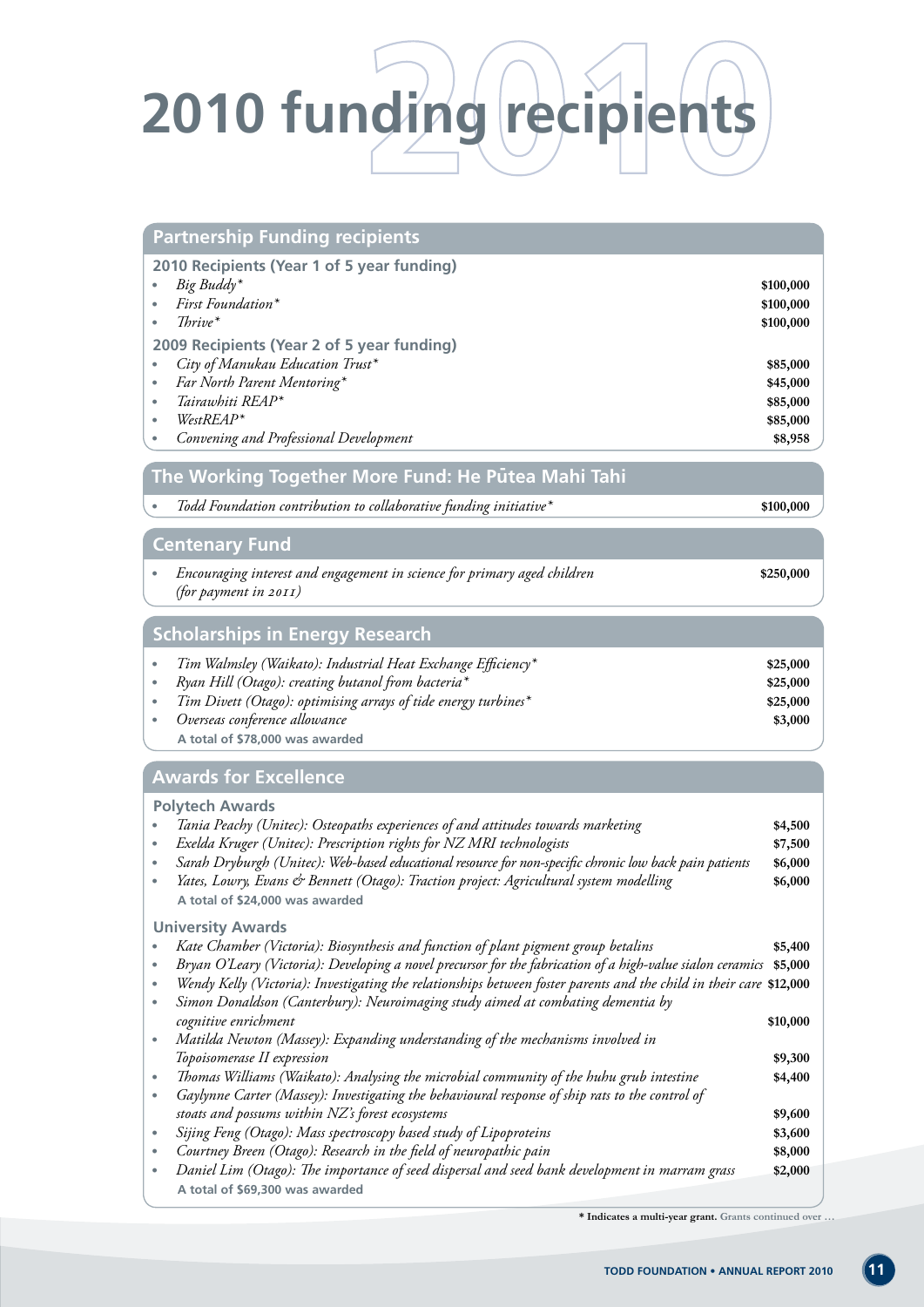# 2010 funding recipients

## Partnership Funding recipients

### 2010 Recipients (Year 1 of 5 year funding)

- *Big Buddy\** — $100,000
- *First Foundation\** — $100,000
- *Thrive\** — $100,000

### 2009 Recipients (Year 2 of 5 year funding)

- *City of Manukau Education Trust\** — $85,000
- *Far North Parent Mentoring\** — $45,000
- *Tairawhiti REAP\** — $85,000
- *WestREAP\** — $85,000
- *Convening and Professional Development* — $8,958

## The Working Together More Fund: He Pūtea Mahi Tahi

- *Todd Foundation contribution to collaborative funding initiative\** — $100,000

## Centenary Fund

- *Encouraging interest and engagement in science for primary aged children (for payment in 2011)* — $250,000

## Scholarships in Energy Research

- *Tim Walmsley (Waikato): Industrial Heat Exchange Efficiency\** — $25,000
- *Ryan Hill (Otago): creating butanol from bacteria\** — $25,000
- *Tim Divett (Otago): optimising arrays of tide energy turbines\** — $25,000
- *Overseas conference allowance* — $3,000

**A total of $78,000 was awarded**

## Awards for Excellence

### Polytech Awards

- *Tania Peachy (Unitec): Osteopaths experiences of and attitudes towards marketing* — $4,500
- *Exelda Kruger (Unitec): Prescription rights for NZ MRI technologists* — $7,500
- *Sarah Dryburgh (Unitec): Web-based educational resource for non-specific chronic low back pain patients* — $6,000
- *Yates, Lowry, Evans & Bennett (Otago): Traction project: Agricultural system modelling* — $6,000

**A total of $24,000 was awarded**

### University Awards

- *Kate Chamber (Victoria): Biosynthesis and function of plant pigment group betalins* — $5,400
- *Bryan O'Leary (Victoria): Developing a novel precursor for the fabrication of a high-value sialon ceramics* — $5,000
- *Wendy Kelly (Victoria): Investigating the relationships between foster parents and the child in their care* — $12,000
- *Simon Donaldson (Canterbury): Neuroimaging study aimed at combating dementia by cognitive enrichment* — $10,000
- *Matilda Newton (Massey): Expanding understanding of the mechanisms involved in Topoisomerase II expression* — $9,300
- *Thomas Williams (Waikato): Analysing the microbial community of the huhu grub intestine* — $4,400
- *Gaylynne Carter (Massey): Investigating the behavioural response of ship rats to the control of stoats and possums within NZ's forest ecosystems* — $9,600
- *Sijing Feng (Otago): Mass spectroscopy based study of Lipoproteins* — $3,600
- *Courtney Breen (Otago): Research in the field of neuropathic pain* — $8,000
- *Daniel Lim (Otago): The importance of seed dispersal and seed bank development in marram grass* — $2,000

**A total of $69,300 was awarded**

**\* Indicates a multi-year grant.** Grants continued over …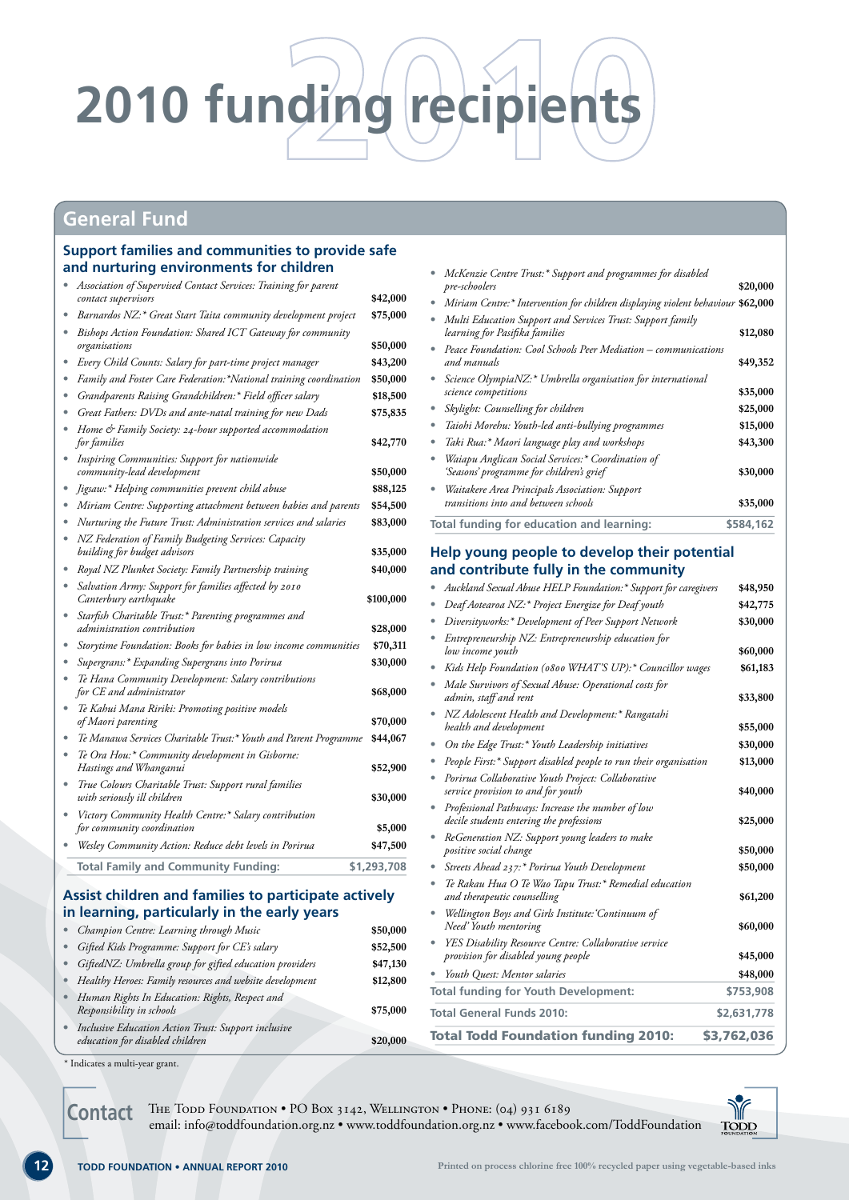# 2010 funding recipients

## General Fund

### Support families and communities to provide safe and nurturing environments for children

| | |
|---|---|
| *Association of Supervised Contact Services: Training for parent contact supervisors* | $42,000 |
| *Barnardos NZ:* Great Start Taita community development project* | $75,000 |
| *Bishops Action Foundation: Shared ICT Gateway for community organisations* | $50,000 |
| *Every Child Counts: Salary for part-time project manager* | $43,200 |
| *Family and Foster Care Federation:*National training coordination* | $50,000 |
| *Grandparents Raising Grandchildren:* Field officer salary* | $18,500 |
| *Great Fathers: DVDs and ante-natal training for new Dads* | $75,835 |
| *Home & Family Society: 24-hour supported accommodation for families* | $42,770 |
| *Inspiring Communities: Support for nationwide community-lead development* | $50,000 |
| *Jigsaw:* Helping communities prevent child abuse* | $88,125 |
| *Miriam Centre: Supporting attachment between babies and parents* | $54,500 |
| *Nurturing the Future Trust: Administration services and salaries* | $83,000 |
| *NZ Federation of Family Budgeting Services: Capacity building for budget advisors* | $35,000 |
| *Royal NZ Plunket Society: Family Partnership training* | $40,000 |
| *Salvation Army: Support for families affected by 2010 Canterbury earthquake* | $100,000 |
| *Starfish Charitable Trust:* Parenting programmes and administration contribution* | $28,000 |
| *Storytime Foundation: Books for babies in low income communities* | $70,311 |
| *Supergrans:* Expanding Supergrans into Porirua* | $30,000 |
| *Te Hana Community Development: Salary contributions for CE and administrator* | $68,000 |
| *Te Kahui Mana Ririki: Promoting positive models of Maori parenting* | $70,000 |
| *Te Manawa Services Charitable Trust:* Youth and Parent Programme* | $44,067 |
| *Te Ora Hou:* Community development in Gisborne: Hastings and Whanganui* | $52,900 |
| *True Colours Charitable Trust: Support rural families with seriously ill children* | $30,000 |
| *Victory Community Health Centre:* Salary contribution for community coordination* | $5,000 |
| *Wesley Community Action: Reduce debt levels in Porirua* | $47,500 |
| **Total Family and Community Funding:** | **$1,293,708** |

### Assist children and families to participate actively in learning, particularly in the early years

| | |
|---|---|
| *Champion Centre: Learning through Music* | $50,000 |
| *Gifted Kids Programme: Support for CE's salary* | $52,500 |
| *GiftedNZ: Umbrella group for gifted education providers* | $47,130 |
| *Healthy Heroes: Family resources and website development* | $12,800 |
| *Human Rights In Education: Rights, Respect and Responsibility in schools* | $75,000 |
| *Inclusive Education Action Trust: Support inclusive education for disabled children* | $20,000 |
| *McKenzie Centre Trust:* Support and programmes for disabled pre-schoolers* | $20,000 |
| *Miriam Centre:* Intervention for children displaying violent behaviour* | $62,000 |
| *Multi Education Support and Services Trust: Support family learning for Pasifika families* | $12,080 |
| *Peace Foundation: Cool Schools Peer Mediation – communications and manuals* | $49,352 |
| *Science OlympiaNZ:* Umbrella organisation for international science competitions* | $35,000 |
| *Skylight: Counselling for children* | $25,000 |
| *Taiohi Morehu: Youth-led anti-bullying programmes* | $15,000 |
| *Taki Rua:* Maori language play and workshops* | $43,300 |
| *Waiapu Anglican Social Services:* Coordination of 'Seasons' programme for children's grief* | $30,000 |
| *Waitakere Area Principals Association: Support transitions into and between schools* | $35,000 |
| **Total funding for education and learning:** | **$584,162** |

### Help young people to develop their potential and contribute fully in the community

| | |
|---|---|
| *Auckland Sexual Abuse HELP Foundation:* Support for caregivers* | $48,950 |
| *Deaf Aotearoa NZ:* Project Energize for Deaf youth* | $42,775 |
| *Diversityworks:* Development of Peer Support Network* | $30,000 |
| *Entrepreneurship NZ: Entrepreneurship education for low income youth* | $60,000 |
| *Kids Help Foundation (0800 WHAT'S UP):* Councillor wages* | $61,183 |
| *Male Survivors of Sexual Abuse: Operational costs for admin, staff and rent* | $33,800 |
| *NZ Adolescent Health and Development:* Rangatahi health and development* | $55,000 |
| *On the Edge Trust:* Youth Leadership initiatives* | $30,000 |
| *People First:* Support disabled people to run their organisation* | $13,000 |
| *Porirua Collaborative Youth Project: Collaborative service provision to and for youth* | $40,000 |
| *Professional Pathways: Increase the number of low decile students entering the professions* | $25,000 |
| *ReGeneration NZ: Support young leaders to make positive social change* | $50,000 |
| *Streets Ahead 237:* Porirua Youth Development* | $50,000 |
| *Te Rakau Hua O Te Wao Tapu Trust:* Remedial education and therapeutic counselling* | $61,200 |
| *Wellington Boys and Girls Institute:'Continuum of Need' Youth mentoring* | $60,000 |
| *YES Disability Resource Centre: Collaborative service provision for disabled young people* | $45,000 |
| *Youth Quest: Mentor salaries* | $48,000 |
| **Total funding for Youth Development:** | **$753,908** |
| **Total General Funds 2010:** | **$2,631,778** |
| **Total Todd Foundation funding 2010:** | **$3,762,036** |

\* Indicates a multi-year grant.

**Contact** The Todd Foundation • PO Box 3142, Wellington • Phone: (04) 931 6189
email: info@toddfoundation.org.nz • www.toddfoundation.org.nz • www.facebook.com/ToddFoundation

Printed on process chlorine free 100% recycled paper using vegetable-based inks